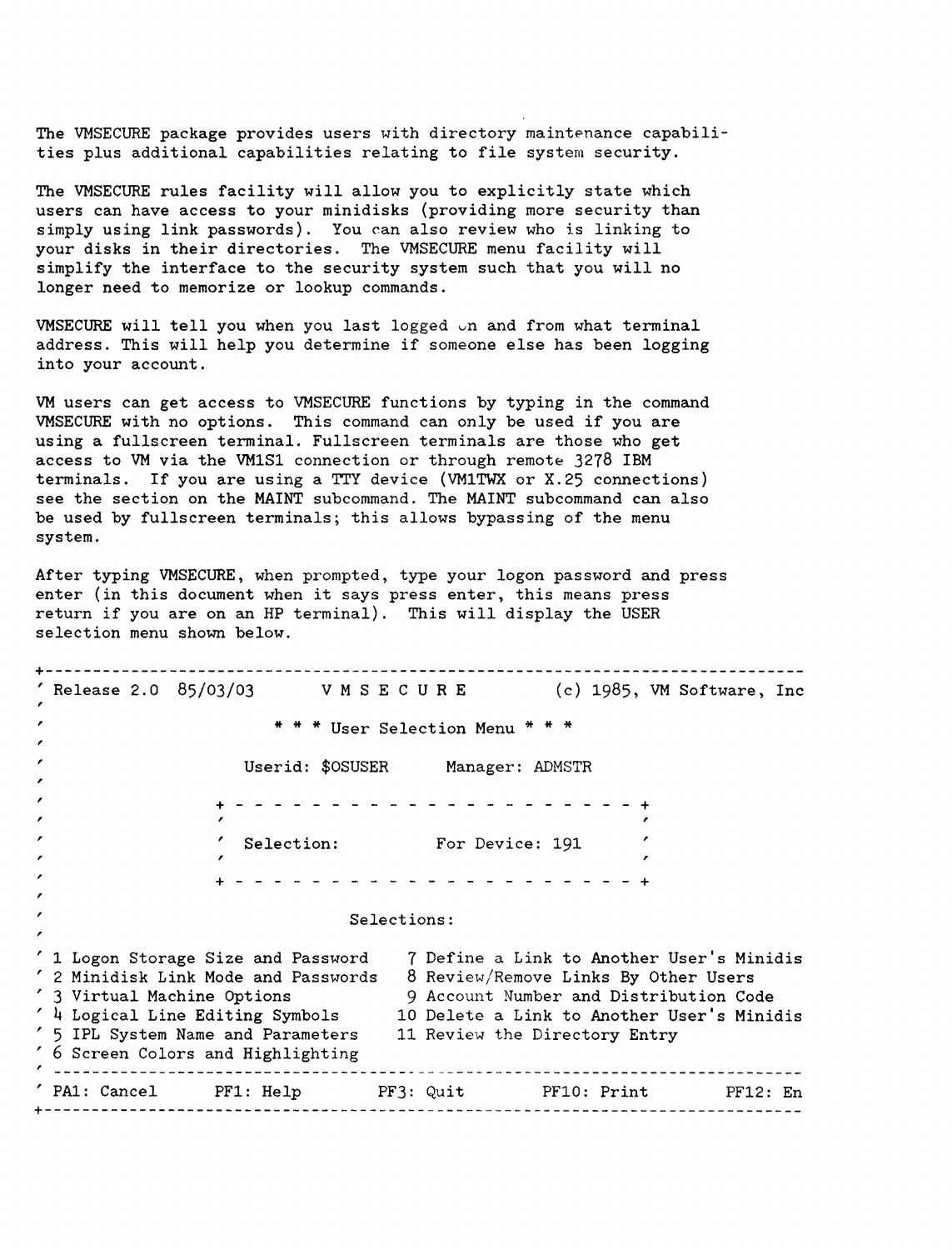The VMSECURE package provides users with directory maintenance capabilities plus additional capabilities relating to file system security.

The VMSECURE rules facility will allow you to explicitly state which users can have access to your minidisks (providing more security than simply using link passwords). You can also review who is linking to your disks in their directories. The VMSECURE menu facility will simplify the interface to the security system such that you will no longer need to memorize or lookup commands.

VMSECURE will tell you when you last logged on and from what terminal address. This will help you determine if someone else has been logging into your account.

VM users can get access to VMSECURE functions by typing in the command VMSECURE with no options. This command can only be used if you are using a fullscreen terminal. Fullscreen terminals are those who get access to VM via the VM1S1 connection or through remote 3278 IBM terminals. If you are using a TTY device (VM1TWX or X.25 connections) see the section on the MAINT subcommand. The MAINT subcommand can also be used by fullscreen terminals; this allows bypassing of the menu system.

After typing VMSECURE, when prompted, type your logon password and press enter (in this document when it says press enter, this means press return if you are on an HP terminal). This will display the USER selection menu shown below.

```
+--------------------------------------------------------------------------------
' Release 2.0  85/03/03       V M S E C U R E        (c) 1985, VM Software, Inc
'
'                        * * * User Selection Menu * * *
'
'                     Userid: $OSUSER      Manager: ADMSTR
'
'                + - - - - - - - - - - - - - - - - - - - - - - +
'                '                                             '
'                '  Selection:         For Device: 191         '
'                '                                             '
'                + - - - - - - - - - - - - - - - - - - - - - - +
'
'                                 Selections:
'
' 1 Logon Storage Size and Password     7 Define a Link to Another User's Minidis
' 2 Minidisk Link Mode and Passwords    8 Review/Remove Links By Other Users
' 3 Virtual Machine Options             9 Account Number and Distribution Code
' 4 Logical Line Editing Symbols       10 Delete a Link to Another User's Minidis
' 5 IPL System Name and Parameters     11 Review the Directory Entry
' 6 Screen Colors and Highlighting
' -------------------------------------------------------------------------------
' PA1: Cancel      PF1: Help       PF3: Quit       PF10: Print        PF12: En
+--------------------------------------------------------------------------------
```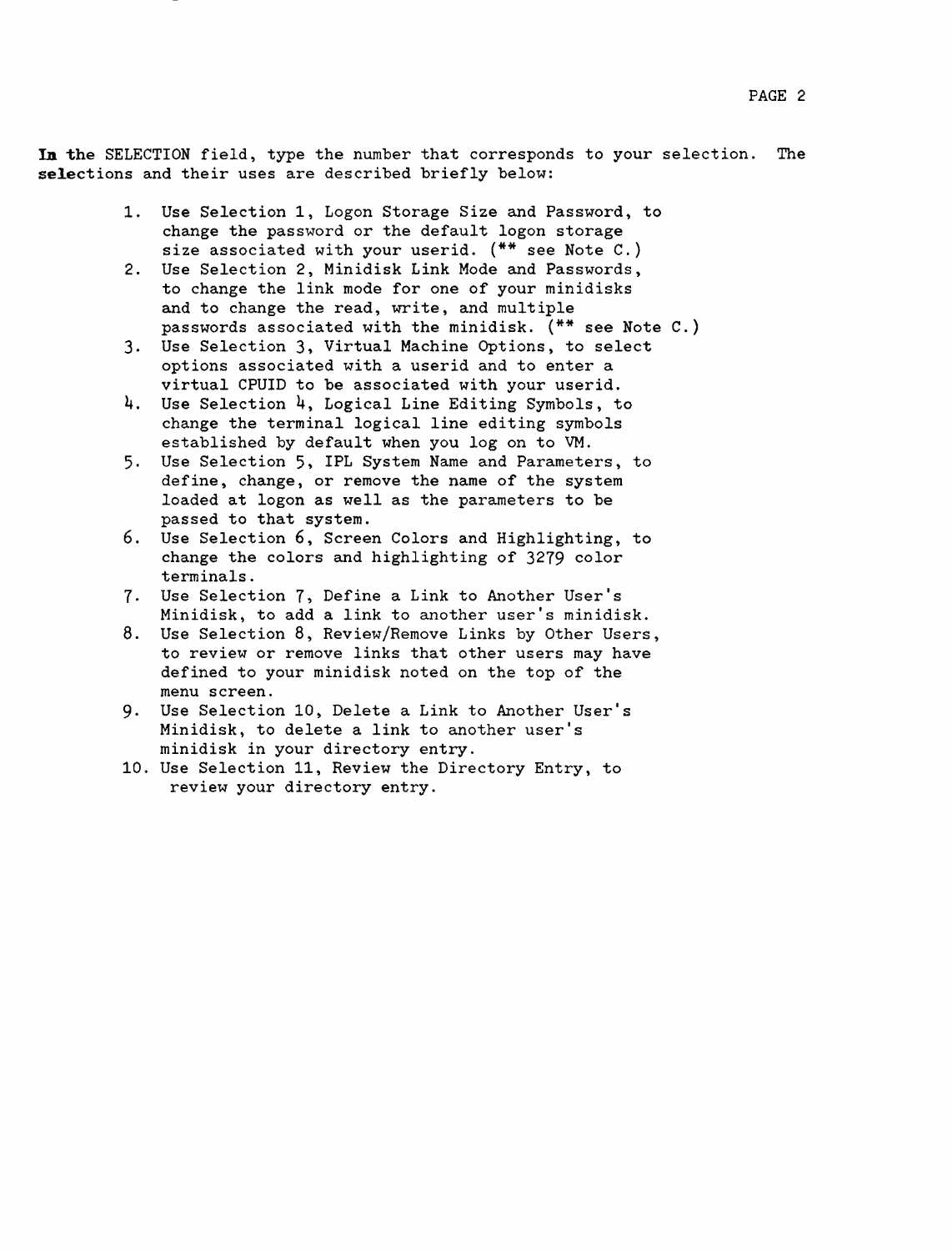In the SELECTION field, type the number that corresponds to your selection. The selections and their uses are described briefly below:

1. Use Selection 1, Logon Storage Size and Password, to change the password or the default logon storage size associated with your userid. (** see Note C.)
2. Use Selection 2, Minidisk Link Mode and Passwords, to change the link mode for one of your minidisks and to change the read, write, and multiple passwords associated with the minidisk. (** see Note C.)
3. Use Selection 3, Virtual Machine Options, to select options associated with a userid and to enter a virtual CPUID to be associated with your userid.
4. Use Selection 4, Logical Line Editing Symbols, to change the terminal logical line editing symbols established by default when you log on to VM.
5. Use Selection 5, IPL System Name and Parameters, to define, change, or remove the name of the system loaded at logon as well as the parameters to be passed to that system.
6. Use Selection 6, Screen Colors and Highlighting, to change the colors and highlighting of 3279 color terminals.
7. Use Selection 7, Define a Link to Another User's Minidisk, to add a link to another user's minidisk.
8. Use Selection 8, Review/Remove Links by Other Users, to review or remove links that other users may have defined to your minidisk noted on the top of the menu screen.
9. Use Selection 10, Delete a Link to Another User's Minidisk, to delete a link to another user's minidisk in your directory entry.
10. Use Selection 11, Review the Directory Entry, to review your directory entry.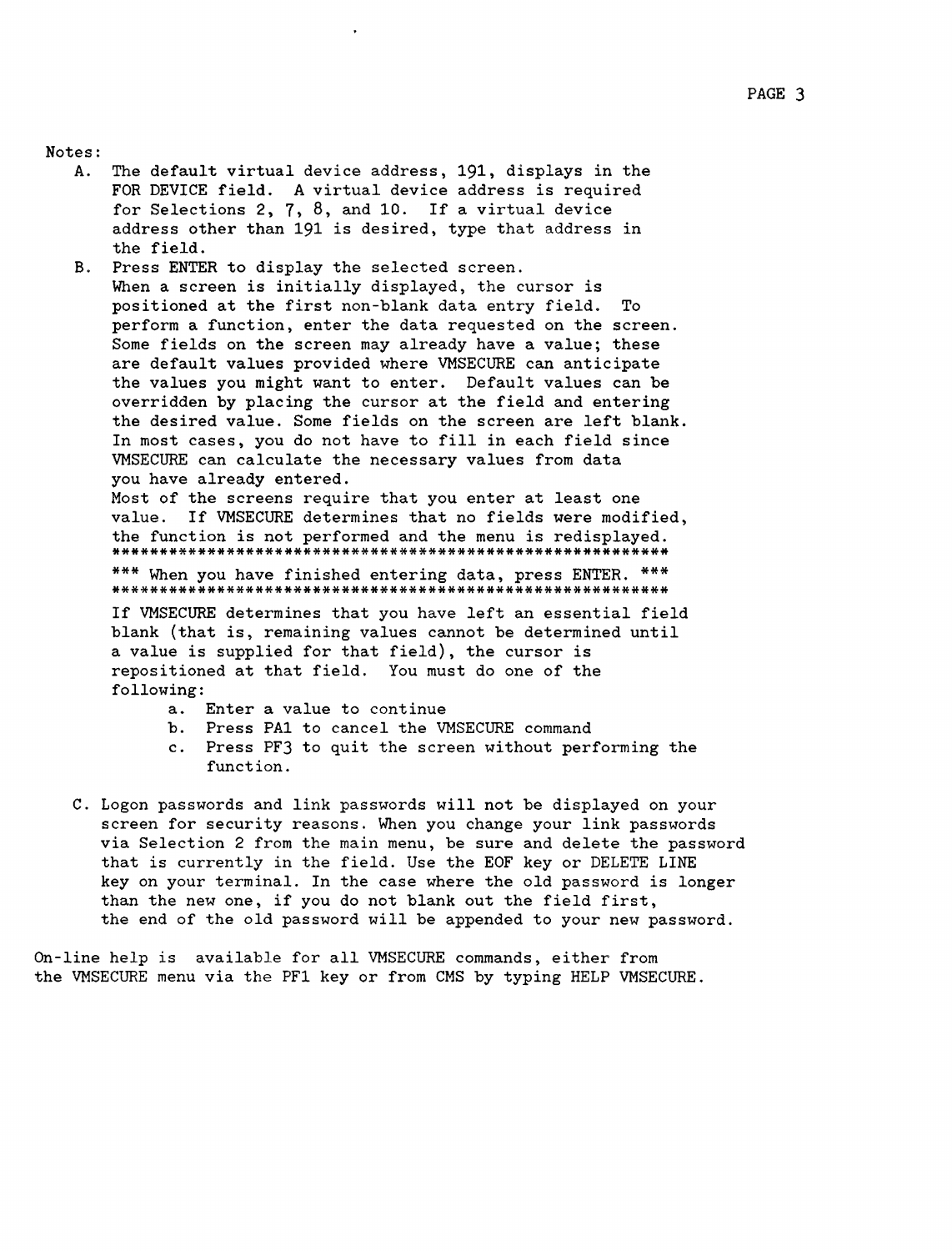Notes:

A. The default virtual device address, 191, displays in the FOR DEVICE field. A virtual device address is required for Selections 2, 7, 8, and 10. If a virtual device address other than 191 is desired, type that address in the field.

B. Press ENTER to display the selected screen. When a screen is initially displayed, the cursor is positioned at the first non-blank data entry field. To perform a function, enter the data requested on the screen. Some fields on the screen may already have a value; these are default values provided where VMSECURE can anticipate the values you might want to enter. Default values can be overridden by placing the cursor at the field and entering the desired value. Some fields on the screen are left blank. In most cases, you do not have to fill in each field since VMSECURE can calculate the necessary values from data you have already entered.
Most of the screens require that you enter at least one value. If VMSECURE determines that no fields were modified, the function is not performed and the menu is redisplayed.

```
*************************************************************
*** When you have finished entering data, press ENTER. ***
*************************************************************
```

If VMSECURE determines that you have left an essential field blank (that is, remaining values cannot be determined until a value is supplied for that field), the cursor is repositioned at that field. You must do one of the following:

   a. Enter a value to continue
   b. Press PA1 to cancel the VMSECURE command
   c. Press PF3 to quit the screen without performing the function.

C. Logon passwords and link passwords will not be displayed on your screen for security reasons. When you change your link passwords via Selection 2 from the main menu, be sure and delete the password that is currently in the field. Use the EOF key or DELETE LINE key on your terminal. In the case where the old password is longer than the new one, if you do not blank out the field first, the end of the old password will be appended to your new password.

On-line help is available for all VMSECURE commands, either from the VMSECURE menu via the PF1 key or from CMS by typing HELP VMSECURE.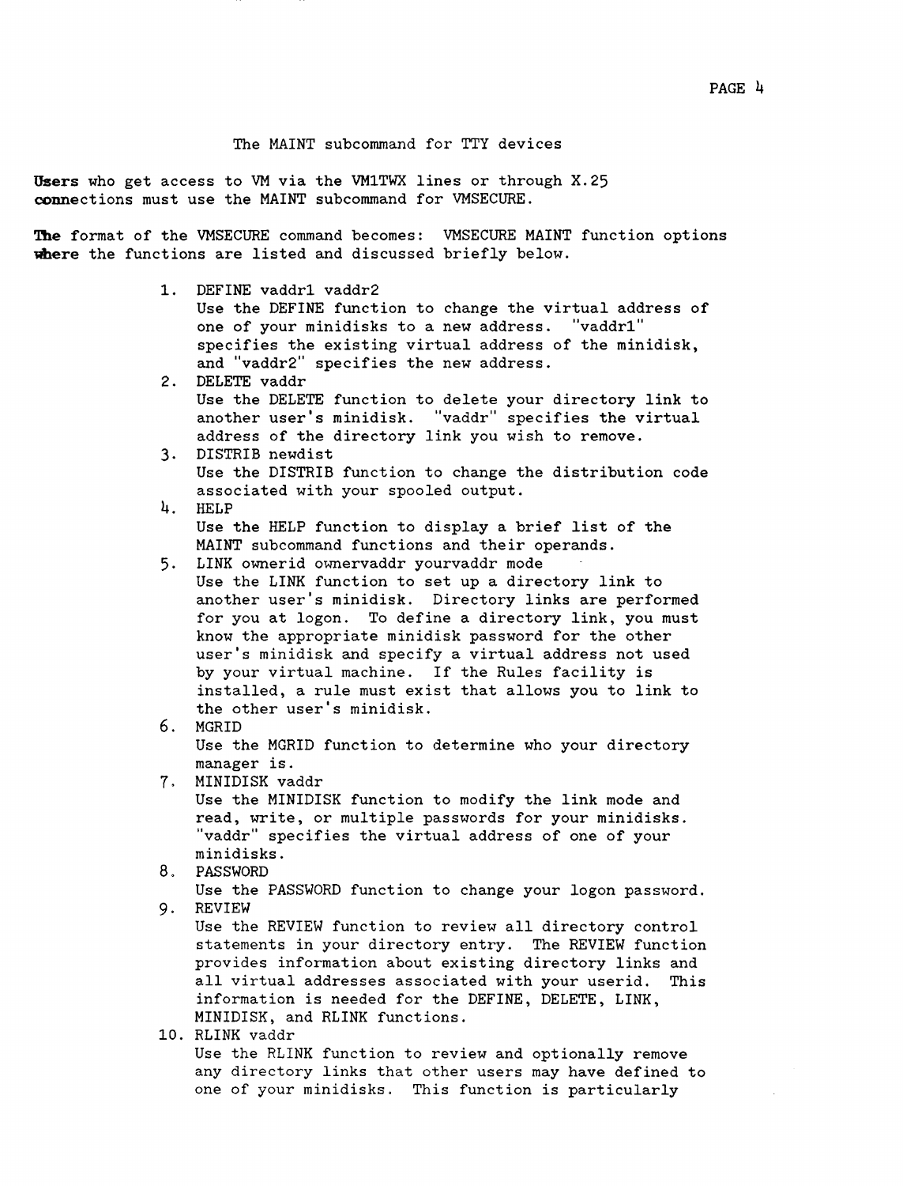## The MAINT subcommand for TTY devices

Users who get access to VM via the VM1TWX lines or through X.25 connections must use the MAINT subcommand for VMSECURE.

The format of the VMSECURE command becomes: VMSECURE MAINT function options where the functions are listed and discussed briefly below.

1. DEFINE vaddr1 vaddr2
   Use the DEFINE function to change the virtual address of one of your minidisks to a new address. "vaddr1" specifies the existing virtual address of the minidisk, and "vaddr2" specifies the new address.
2. DELETE vaddr
   Use the DELETE function to delete your directory link to another user's minidisk. "vaddr" specifies the virtual address of the directory link you wish to remove.
3. DISTRIB newdist
   Use the DISTRIB function to change the distribution code associated with your spooled output.
4. HELP
   Use the HELP function to display a brief list of the MAINT subcommand functions and their operands.
5. LINK ownerid ownervaddr yourvaddr mode
   Use the LINK function to set up a directory link to another user's minidisk. Directory links are performed for you at logon. To define a directory link, you must know the appropriate minidisk password for the other user's minidisk and specify a virtual address not used by your virtual machine. If the Rules facility is installed, a rule must exist that allows you to link to the other user's minidisk.
6. MGRID
   Use the MGRID function to determine who your directory manager is.
7. MINIDISK vaddr
   Use the MINIDISK function to modify the link mode and read, write, or multiple passwords for your minidisks. "vaddr" specifies the virtual address of one of your minidisks.
8. PASSWORD
   Use the PASSWORD function to change your logon password.
9. REVIEW
   Use the REVIEW function to review all directory control statements in your directory entry. The REVIEW function provides information about existing directory links and all virtual addresses associated with your userid. This information is needed for the DEFINE, DELETE, LINK, MINIDISK, and RLINK functions.
10. RLINK vaddr
    Use the RLINK function to review and optionally remove any directory links that other users may have defined to one of your minidisks. This function is particularly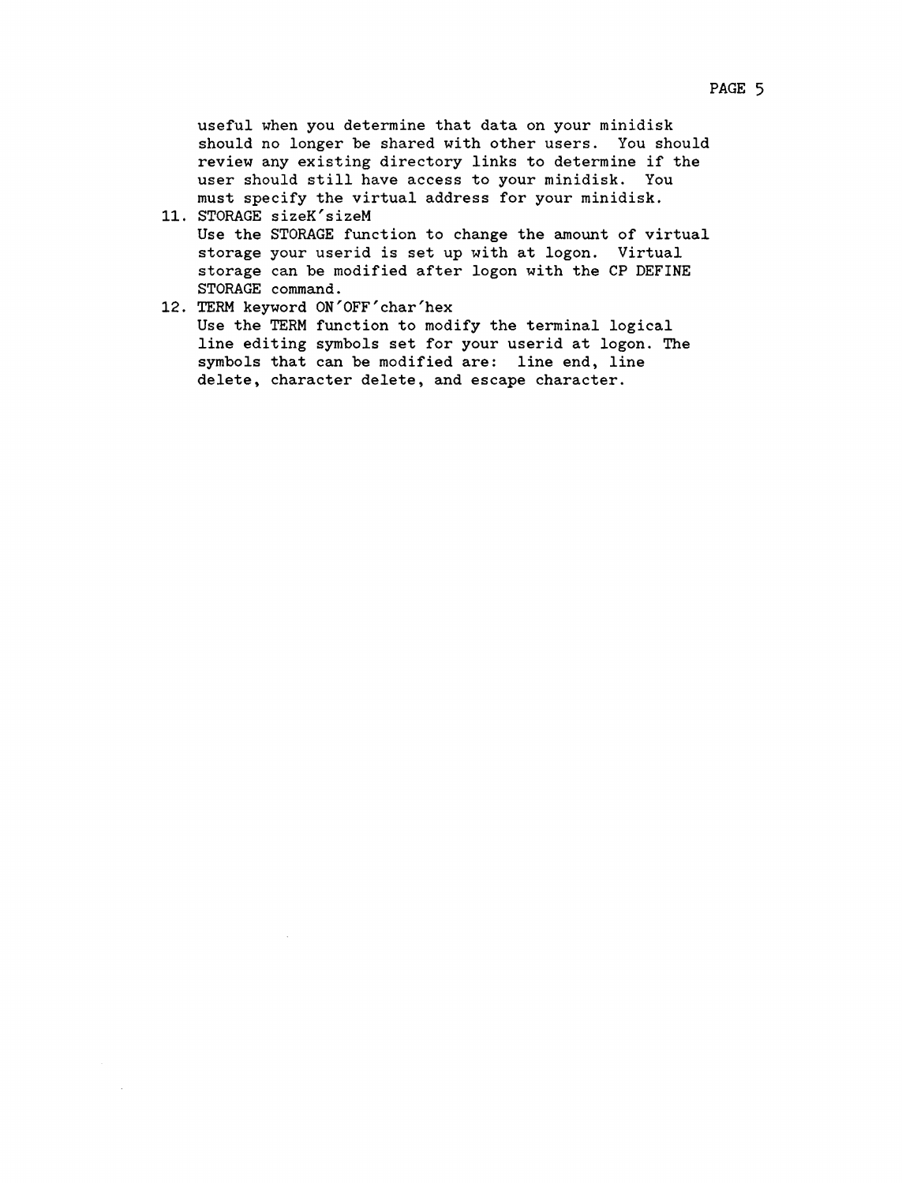useful when you determine that data on your minidisk should no longer be shared with other users. You should review any existing directory links to determine if the user should still have access to your minidisk. You must specify the virtual address for your minidisk.

11. STORAGE sizeK′sizeM
    Use the STORAGE function to change the amount of virtual storage your userid is set up with at logon. Virtual storage can be modified after logon with the CP DEFINE STORAGE command.
12. TERM keyword ON′OFF′char′hex
    Use the TERM function to modify the terminal logical line editing symbols set for your userid at logon. The symbols that can be modified are: line end, line delete, character delete, and escape character.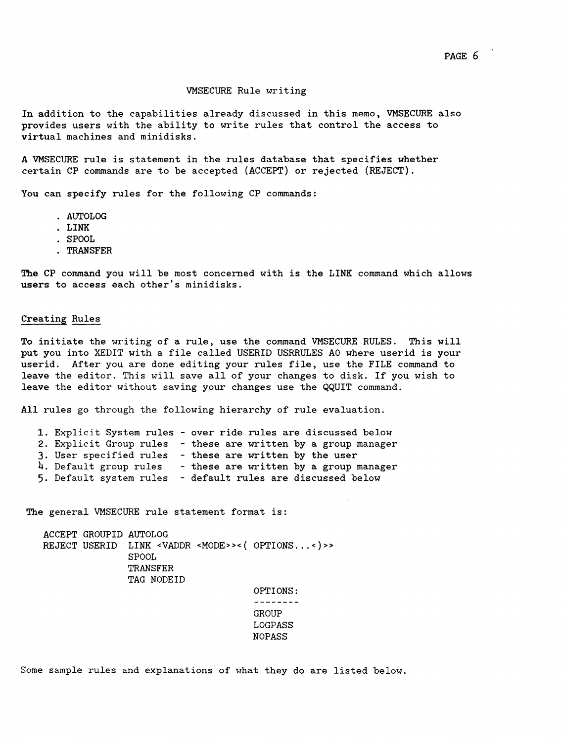## VMSECURE Rule writing

In addition to the capabilities already discussed in this memo, VMSECURE also provides users with the ability to write rules that control the access to virtual machines and minidisks.

A VMSECURE rule is statement in the rules database that specifies whether certain CP commands are to be accepted (ACCEPT) or rejected (REJECT).

You can specify rules for the following CP commands:

- AUTOLOG
- LINK
- SPOOL
- TRANSFER

The CP command you will be most concerned with is the LINK command which allows users to access each other's minidisks.

### Creating Rules

To initiate the writing of a rule, use the command VMSECURE RULES. This will put you into XEDIT with a file called USERID USRRULES A0 where userid is your userid. After you are done editing your rules file, use the FILE command to leave the editor. This will save all of your changes to disk. If you wish to leave the editor without saving your changes use the QQUIT command.

All rules go through the following hierarchy of rule evaluation.

1. Explicit System rules - over ride rules are discussed below
2. Explicit Group rules - these are written by a group manager
3. User specified rules - these are written by the user
4. Default group rules - these are written by a group manager
5. Default system rules - default rules are discussed below

The general VMSECURE rule statement format is:

```
ACCEPT GROUPID AUTOLOG
REJECT USERID  LINK <VADDR <MODE>><( OPTIONS...<)>>
               SPOOL
               TRANSFER
               TAG NODEID
                                    OPTIONS:
                                    --------
                                    GROUP
                                    LOGPASS
                                    NOPASS
```

Some sample rules and explanations of what they do are listed below.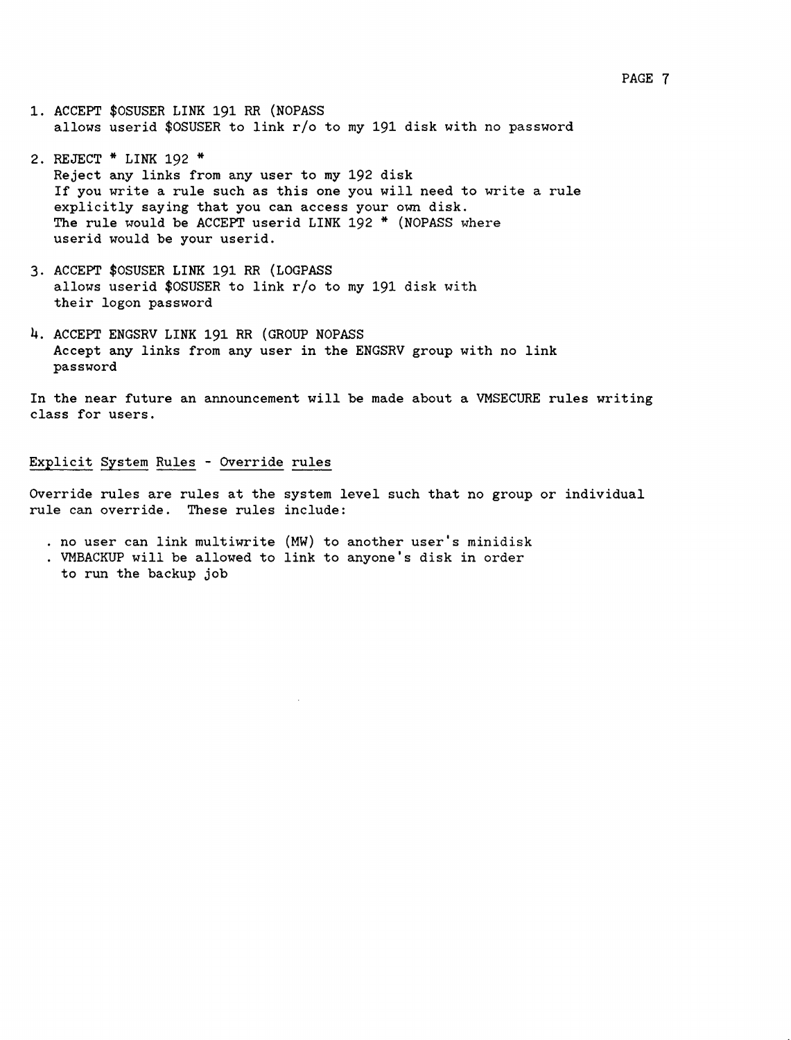1. ACCEPT $OSUSER LINK 191 RR (NOPASS
   allows userid $OSUSER to link r/o to my 191 disk with no password

2. REJECT * LINK 192 *
   Reject any links from any user to my 192 disk
   If you write a rule such as this one you will need to write a rule
   explicitly saying that you can access your own disk.
   The rule would be ACCEPT userid LINK 192 * (NOPASS where
   userid would be your userid.

3. ACCEPT $OSUSER LINK 191 RR (LOGPASS
   allows userid $OSUSER to link r/o to my 191 disk with
   their logon password

4. ACCEPT ENGSRV LINK 191 RR (GROUP NOPASS
   Accept any links from any user in the ENGSRV group with no link
   password

In the near future an announcement will be made about a VMSECURE rules writing class for users.

## Explicit System Rules - Override rules

Override rules are rules at the system level such that no group or individual rule can override. These rules include:

- no user can link multiwrite (MW) to another user's minidisk
- VMBACKUP will be allowed to link to anyone's disk in order
  to run the backup job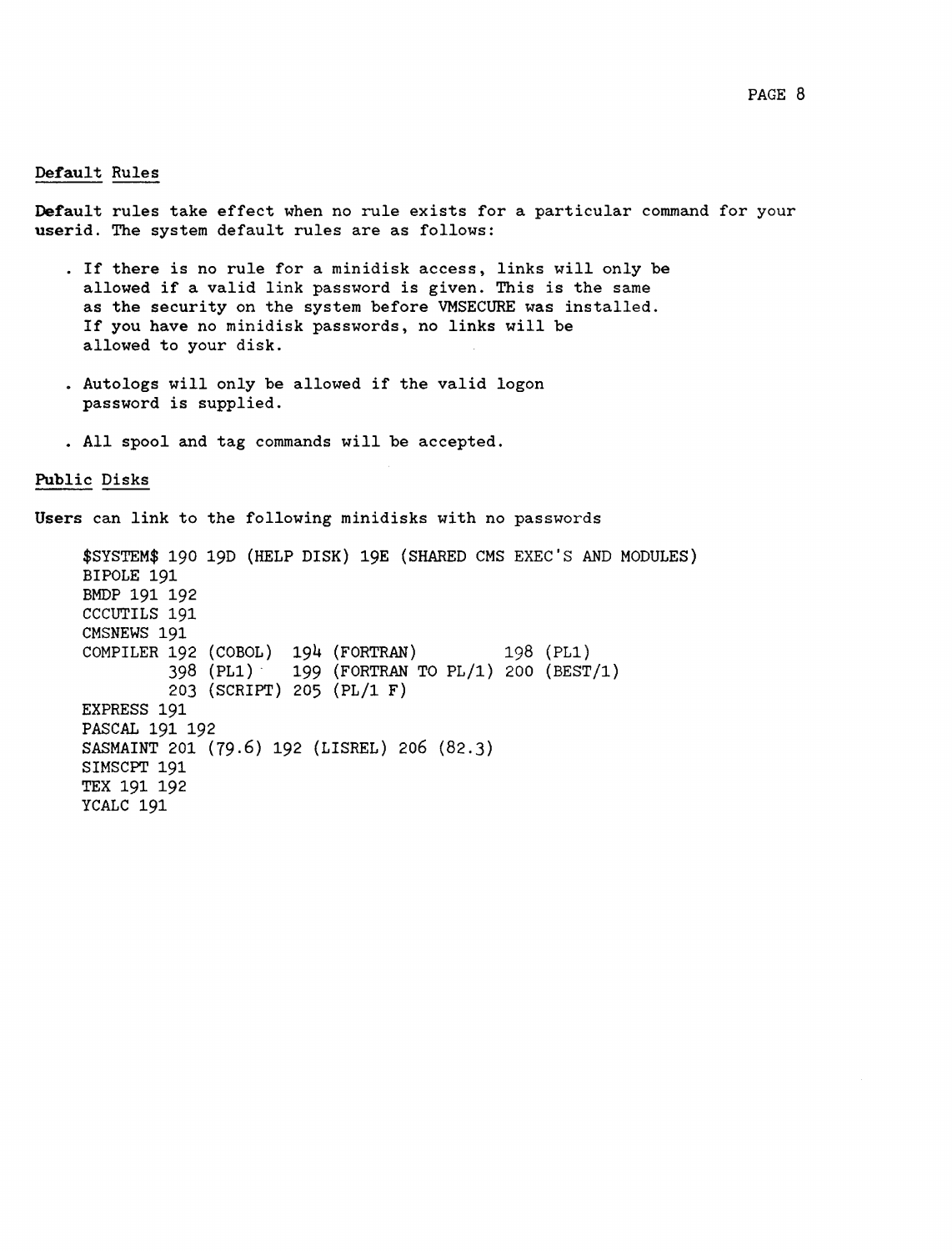## Default Rules

Default rules take effect when no rule exists for a particular command for your userid. The system default rules are as follows:

- If there is no rule for a minidisk access, links will only be allowed if a valid link password is given. This is the same as the security on the system before VMSECURE was installed. If you have no minidisk passwords, no links will be allowed to your disk.
- Autologs will only be allowed if the valid logon password is supplied.
- All spool and tag commands will be accepted.

## Public Disks

Users can link to the following minidisks with no passwords

```
$SYSTEM$ 190 19D (HELP DISK) 19E (SHARED CMS EXEC'S AND MODULES)
BIPOLE 191
BMDP 191 192
CCCUTILS 191
CMSNEWS 191
COMPILER 192 (COBOL)  194 (FORTRAN)         198 (PL1)
         398 (PL1)    199 (FORTRAN TO PL/1) 200 (BEST/1)
         203 (SCRIPT) 205 (PL/1 F)
EXPRESS 191
PASCAL 191 192
SASMAINT 201 (79.6) 192 (LISREL) 206 (82.3)
SIMSCPT 191
TEX 191 192
YCALC 191
```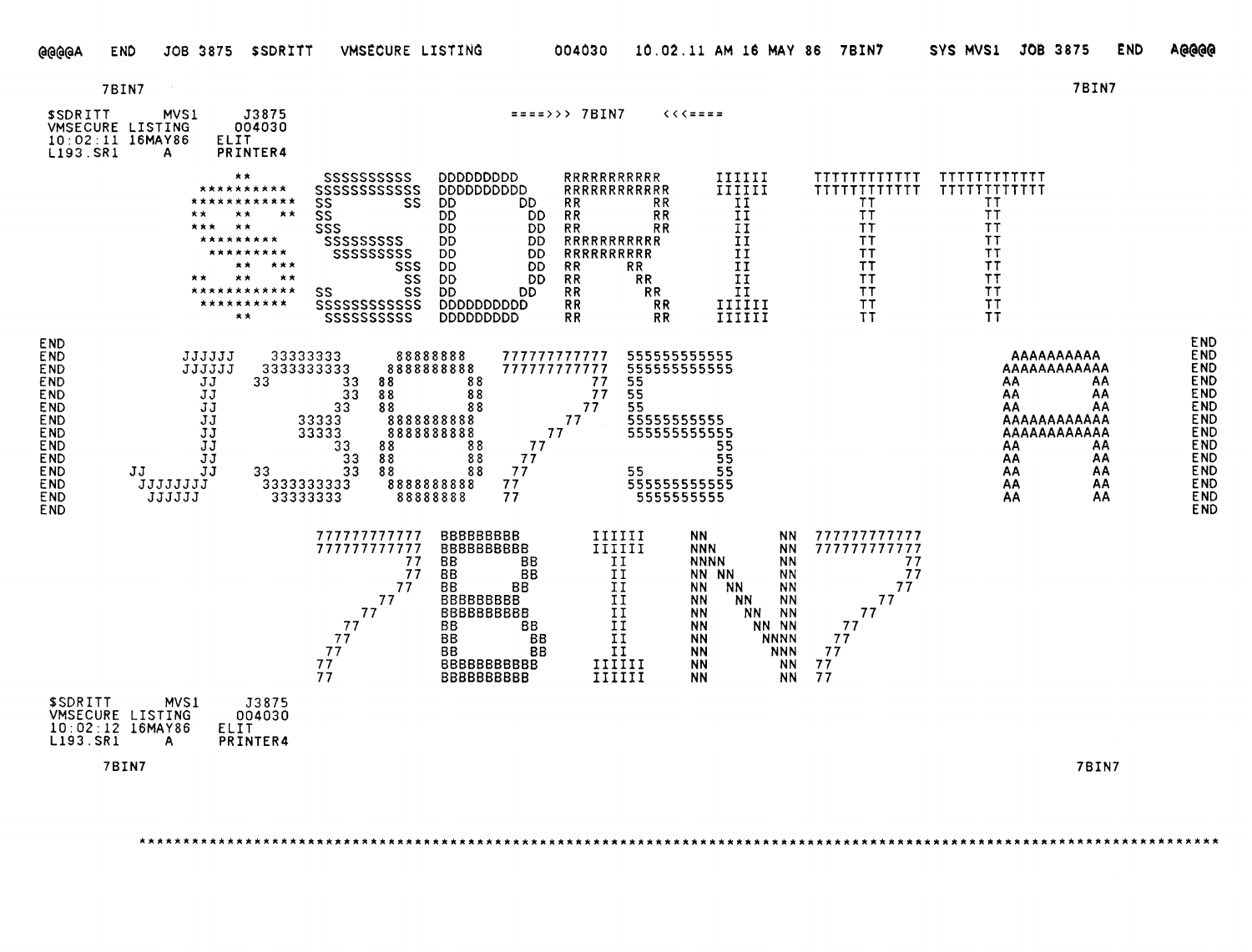@@@@A END JOB 3875 $SDRITT VMSECURE LISTING 004030 10.02.11 AM 16 MAY 86 7BIN7 SYS MVS1 JOB 3875 END A@@@@

7BIN7 7BIN7

$SDRITT MVS1 J3875
VMSECURE LISTING 004030
10:02:11 16MAY86 ELIT
L193.SR1 A PRINTER4

====>>> 7BIN7 <<<====

```
        **        SSSSSSSSSS   DDDDDDDDD      RRRRRRRRRRR      IIIIII     TTTTTTTTTTTT  TTTTTTTTTTTT
   **********    SSSSSSSSSSSS  DDDDDDDDDD     RRRRRRRRRRRR     IIIIII     TTTTTTTTTTTT  TTTTTTTTTTTT
  ************   SS        SS  DD       DD    RR         RR      II            TT            TT
  **   **   **   SS            DD        DD   RR         RR      II            TT            TT
  ***  **        SSS           DD        DD   RR         RR      II            TT            TT
   *********      SSSSSSSSS    DD        DD   RRRRRRRRRRRR       II            TT            TT
    *********      SSSSSSSSS   DD        DD   RRRRRRRRRRR        II            TT            TT
        **  ***          SSS   DD        DD   RR    RR           II            TT            TT
  **    **   **           SS   DD        DD   RR      RR         II            TT            TT
  ************   SS        SS  DD       DD    RR        RR       II            TT            TT
   **********    SSSSSSSSSSSS  DDDDDDDDDD     RR         RR     IIIIII         TT            TT
        **        SSSSSSSSSS   DDDDDDDDD      RR         RR     IIIIII         TT            TT
```

```
END                                                                                                   END
END      JJJJJJ    33333333      88888888     777777777777  555555555555              AAAAAAAAAA     END
END      JJJJJJ   3333333333    8888888888    777777777777  555555555555             AAAAAAAAAAAA    END
END        JJ    33        33  88        88             77  55                       AA        AA    END
END        JJ              33  88        88            77   55                       AA        AA    END
END        JJ             33   88        88           77    55                       AA        AA    END
END        JJ          33333    8888888888           77     55555555555              AAAAAAAAAAAA    END
END        JJ          33333    8888888888          77      555555555555             AAAAAAAAAAAA    END
END        JJ              33  88        88        77                 55             AA        AA    END
END        JJ              33  88        88       77                  55             AA        AA    END
END  JJ    JJ    33        33  88        88      77         55        55             AA        AA    END
END   JJJJJJJJ    3333333333    8888888888      77          555555555555             AA        AA    END
END    JJJJJJ      33333333      88888888       77           5555555555              AA        AA    END
END                                                                                                   END
```

```
777777777777  BBBBBBBBBB     IIIIII    NN         NN  777777777777
777777777777  BBBBBBBBBBB    IIIIII    NNN        NN  777777777777
          77  BB        BB     II      NNNN       NN            77
         77   BB        BB     II      NN NN      NN           77
        77    BB       BB      II      NN  NN     NN          77
       77     BBBBBBBBBB       II      NN   NN    NN         77
      77      BBBBBBBBBB       II      NN    NN   NN        77
     77       BB       BB      II      NN     NN  NN       77
    77        BB        BB     II      NN      NNNN       77
   77         BB        BB     II      NN       NNN      77
  77          BBBBBBBBBBB    IIIIII    NN        NN     77
  77          BBBBBBBBBB     IIIIII    NN        NN     77
```

$SDRITT MVS1 J3875
VMSECURE LISTING 004030
10:02:12 16MAY86 ELIT
L193.SR1 A PRINTER4

7BIN7 7BIN7

************************************************************************************************************************************